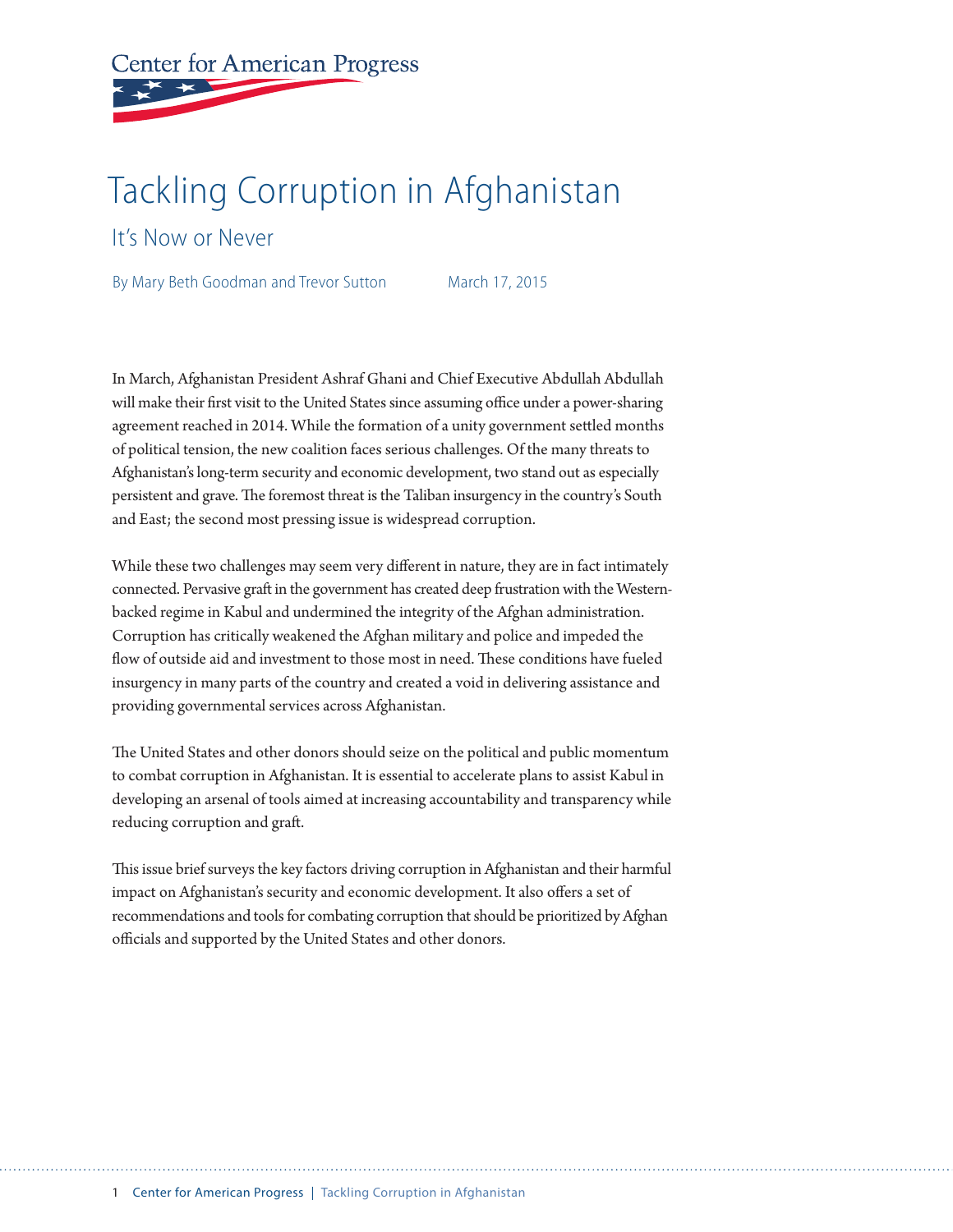Center for American Progress

# Tackling Corruption in Afghanistan

## It's Now or Never

By Mary Beth Goodman and Trevor Sutton March 17, 2015

In March, Afghanistan President Ashraf Ghani and Chief Executive Abdullah Abdullah will make their first visit to the United States since assuming office under a power-sharing agreement reached in 2014. While the formation of a unity government settled months of political tension, the new coalition faces serious challenges. Of the many threats to Afghanistan's long-term security and economic development, two stand out as especially persistent and grave. The foremost threat is the Taliban insurgency in the country's South and East; the second most pressing issue is widespread corruption.

While these two challenges may seem very different in nature, they are in fact intimately connected. Pervasive graft in the government has created deep frustration with the Western-backed regime in Kabul and undermined the integrity of the Afghan administration. Corruption has critically weakened the Afghan military and police and impeded the flow of outside aid and investment to those most in need. These conditions have fueled insurgency in many parts of the country and created a void in delivering assistance and providing governmental services across Afghanistan.

The United States and other donors should seize on the political and public momentum to combat corruption in Afghanistan. It is essential to accelerate plans to assist Kabul in developing an arsenal of tools aimed at increasing accountability and transparency while reducing corruption and graft.

This issue brief surveys the key factors driving corruption in Afghanistan and their harmful impact on Afghanistan's security and economic development. It also offers a set of recommendations and tools for combating corruption that should be prioritized by Afghan officials and supported by the United States and other donors.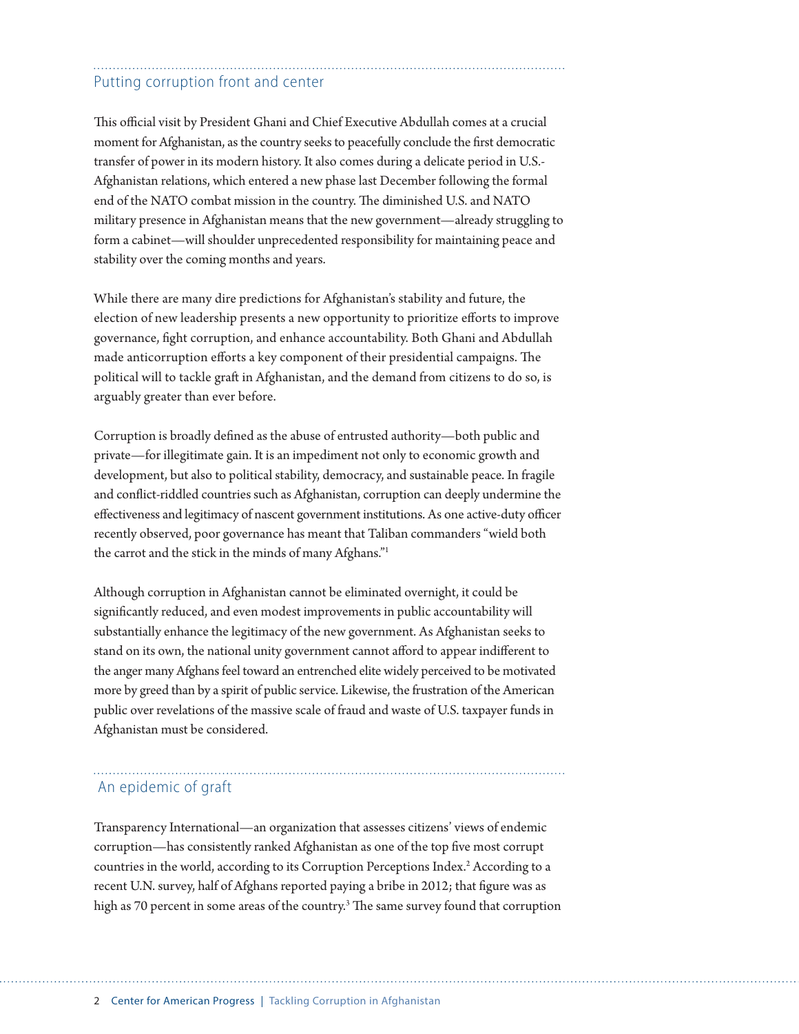## Putting corruption front and center

This official visit by President Ghani and Chief Executive Abdullah comes at a crucial moment for Afghanistan, as the country seeks to peacefully conclude the first democratic transfer of power in its modern history. It also comes during a delicate period in U.S.-Afghanistan relations, which entered a new phase last December following the formal end of the NATO combat mission in the country. The diminished U.S. and NATO military presence in Afghanistan means that the new government—already struggling to form a cabinet—will shoulder unprecedented responsibility for maintaining peace and stability over the coming months and years.

While there are many dire predictions for Afghanistan's stability and future, the election of new leadership presents a new opportunity to prioritize efforts to improve governance, fight corruption, and enhance accountability. Both Ghani and Abdullah made anticorruption efforts a key component of their presidential campaigns. The political will to tackle graft in Afghanistan, and the demand from citizens to do so, is arguably greater than ever before.

Corruption is broadly defined as the abuse of entrusted authority—both public and private—for illegitimate gain. It is an impediment not only to economic growth and development, but also to political stability, democracy, and sustainable peace. In fragile and conflict-riddled countries such as Afghanistan, corruption can deeply undermine the effectiveness and legitimacy of nascent government institutions. As one active-duty officer recently observed, poor governance has meant that Taliban commanders "wield both the carrot and the stick in the minds of many Afghans."[1]

Although corruption in Afghanistan cannot be eliminated overnight, it could be significantly reduced, and even modest improvements in public accountability will substantially enhance the legitimacy of the new government. As Afghanistan seeks to stand on its own, the national unity government cannot afford to appear indifferent to the anger many Afghans feel toward an entrenched elite widely perceived to be motivated more by greed than by a spirit of public service. Likewise, the frustration of the American public over revelations of the massive scale of fraud and waste of U.S. taxpayer funds in Afghanistan must be considered.

## An epidemic of graft

Transparency International—an organization that assesses citizens' views of endemic corruption—has consistently ranked Afghanistan as one of the top five most corrupt countries in the world, according to its Corruption Perceptions Index.[2] According to a recent U.N. survey, half of Afghans reported paying a bribe in 2012; that figure was as high as 70 percent in some areas of the country.[3] The same survey found that corruption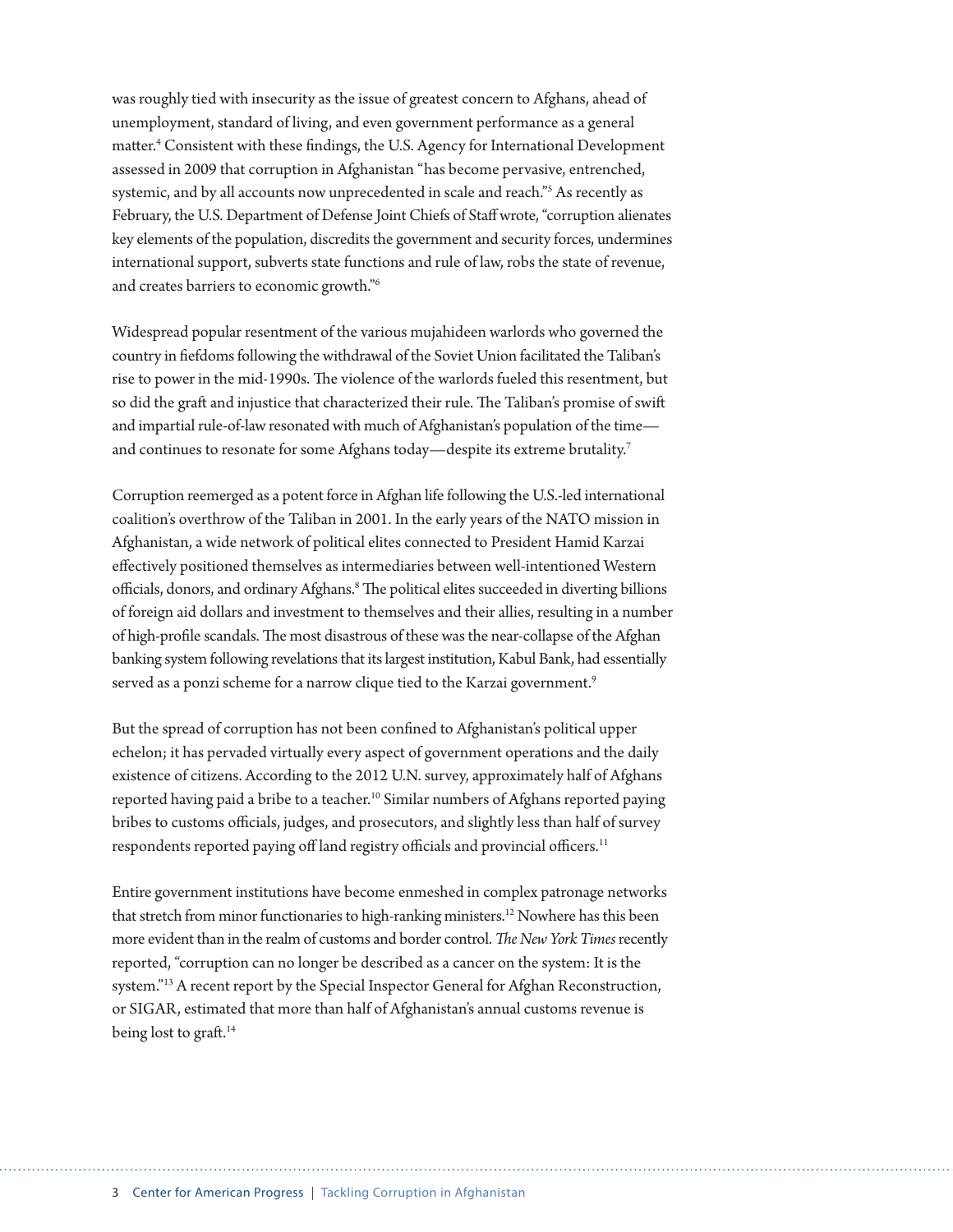was roughly tied with insecurity as the issue of greatest concern to Afghans, ahead of unemployment, standard of living, and even government performance as a general matter.[4] Consistent with these findings, the U.S. Agency for International Development assessed in 2009 that corruption in Afghanistan "has become pervasive, entrenched, systemic, and by all accounts now unprecedented in scale and reach."[5] As recently as February, the U.S. Department of Defense Joint Chiefs of Staff wrote, "corruption alienates key elements of the population, discredits the government and security forces, undermines international support, subverts state functions and rule of law, robs the state of revenue, and creates barriers to economic growth."[6]

Widespread popular resentment of the various mujahideen warlords who governed the country in fiefdoms following the withdrawal of the Soviet Union facilitated the Taliban's rise to power in the mid-1990s. The violence of the warlords fueled this resentment, but so did the graft and injustice that characterized their rule. The Taliban's promise of swift and impartial rule-of-law resonated with much of Afghanistan's population of the time—and continues to resonate for some Afghans today—despite its extreme brutality.[7]

Corruption reemerged as a potent force in Afghan life following the U.S.-led international coalition's overthrow of the Taliban in 2001. In the early years of the NATO mission in Afghanistan, a wide network of political elites connected to President Hamid Karzai effectively positioned themselves as intermediaries between well-intentioned Western officials, donors, and ordinary Afghans.[8] The political elites succeeded in diverting billions of foreign aid dollars and investment to themselves and their allies, resulting in a number of high-profile scandals. The most disastrous of these was the near-collapse of the Afghan banking system following revelations that its largest institution, Kabul Bank, had essentially served as a ponzi scheme for a narrow clique tied to the Karzai government.[9]

But the spread of corruption has not been confined to Afghanistan's political upper echelon; it has pervaded virtually every aspect of government operations and the daily existence of citizens. According to the 2012 U.N. survey, approximately half of Afghans reported having paid a bribe to a teacher.[10] Similar numbers of Afghans reported paying bribes to customs officials, judges, and prosecutors, and slightly less than half of survey respondents reported paying off land registry officials and provincial officers.[11]

Entire government institutions have become enmeshed in complex patronage networks that stretch from minor functionaries to high-ranking ministers.[12] Nowhere has this been more evident than in the realm of customs and border control. *The New York Times* recently reported, "corruption can no longer be described as a cancer on the system: It is the system."[13] A recent report by the Special Inspector General for Afghan Reconstruction, or SIGAR, estimated that more than half of Afghanistan's annual customs revenue is being lost to graft.[14]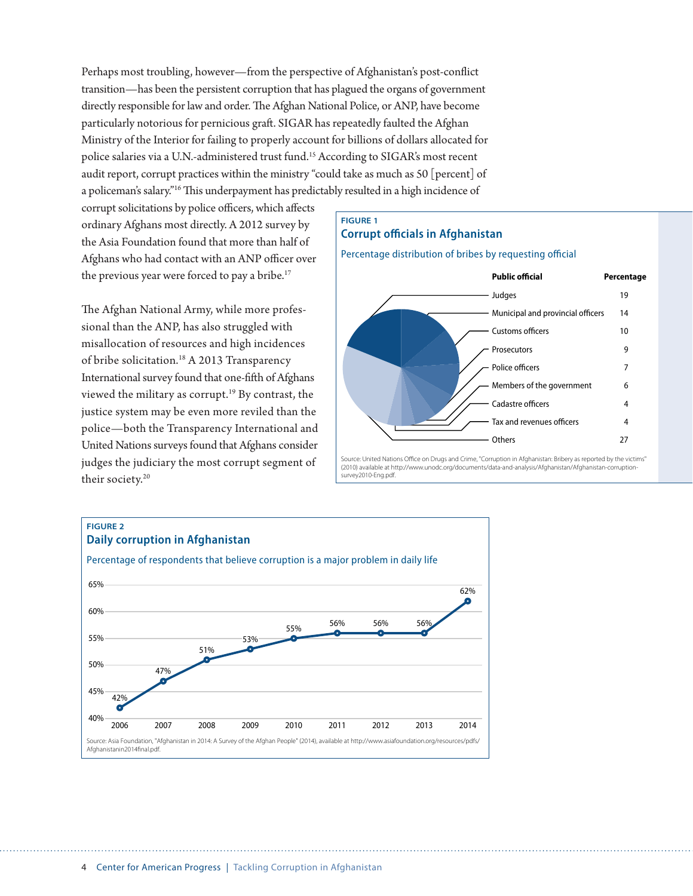Perhaps most troubling, however—from the perspective of Afghanistan's post-conflict transition—has been the persistent corruption that has plagued the organs of government directly responsible for law and order. The Afghan National Police, or ANP, have become particularly notorious for pernicious graft. SIGAR has repeatedly faulted the Afghan Ministry of the Interior for failing to properly account for billions of dollars allocated for police salaries via a U.N.-administered trust fund.[15] According to SIGAR's most recent audit report, corrupt practices within the ministry "could take as much as 50 [percent] of a policeman's salary."[16] This underpayment has predictably resulted in a high incidence of corrupt solicitations by police officers, which affects ordinary Afghans most directly. A 2012 survey by the Asia Foundation found that more than half of Afghans who had contact with an ANP officer over the previous year were forced to pay a bribe.[17]

The Afghan National Army, while more professional than the ANP, has also struggled with misallocation of resources and high incidences of bribe solicitation.[18] A 2013 Transparency International survey found that one-fifth of Afghans viewed the military as corrupt.[19] By contrast, the justice system may be even more reviled than the police—both the Transparency International and United Nations surveys found that Afghans consider judges the judiciary the most corrupt segment of their society.[20]

**FIGURE 1**

**Corrupt officials in Afghanistan**

Percentage distribution of bribes by requesting official

| Public official | Percentage |
|---|---|
| Judges | 19 |
| Municipal and provincial officers | 14 |
| Customs officers | 10 |
| Prosecutors | 9 |
| Police officers | 7 |
| Members of the government | 6 |
| Cadastre officers | 4 |
| Tax and revenues officers | 4 |
| Others | 27 |

Source: United Nations Office on Drugs and Crime, "Corruption in Afghanistan: Bribery as reported by the victims" (2010) available at http://www.unodc.org/documents/data-and-analysis/Afghanistan/Afghanistan-corruption-survey2010-Eng.pdf.

**FIGURE 2**

**Daily corruption in Afghanistan**

Percentage of respondents that believe corruption is a major problem in daily life

| Year | Percentage |
|---|---|
| 2006 | 42% |
| 2007 | 47% |
| 2008 | 51% |
| 2009 | 53% |
| 2010 | 55% |
| 2011 | 56% |
| 2012 | 56% |
| 2013 | 56% |
| 2014 | 62% |

Source: Asia Foundation, "Afghanistan in 2014: A Survey of the Afghan People" (2014), available at http://www.asiafoundation.org/resources/pdfs/Afghanistanin2014final.pdf.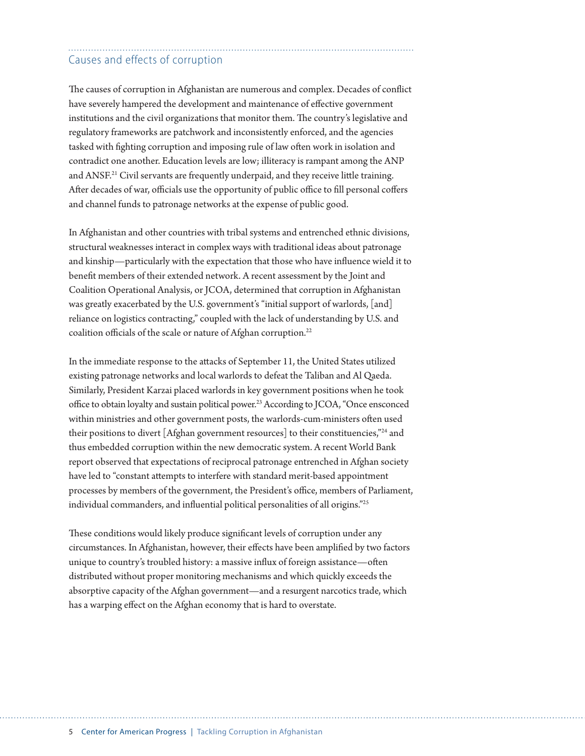## Causes and effects of corruption

The causes of corruption in Afghanistan are numerous and complex. Decades of conflict have severely hampered the development and maintenance of effective government institutions and the civil organizations that monitor them. The country's legislative and regulatory frameworks are patchwork and inconsistently enforced, and the agencies tasked with fighting corruption and imposing rule of law often work in isolation and contradict one another. Education levels are low; illiteracy is rampant among the ANP and ANSF.[21] Civil servants are frequently underpaid, and they receive little training. After decades of war, officials use the opportunity of public office to fill personal coffers and channel funds to patronage networks at the expense of public good.

In Afghanistan and other countries with tribal systems and entrenched ethnic divisions, structural weaknesses interact in complex ways with traditional ideas about patronage and kinship—particularly with the expectation that those who have influence wield it to benefit members of their extended network. A recent assessment by the Joint and Coalition Operational Analysis, or JCOA, determined that corruption in Afghanistan was greatly exacerbated by the U.S. government's "initial support of warlords, [and] reliance on logistics contracting," coupled with the lack of understanding by U.S. and coalition officials of the scale or nature of Afghan corruption.[22]

In the immediate response to the attacks of September 11, the United States utilized existing patronage networks and local warlords to defeat the Taliban and Al Qaeda. Similarly, President Karzai placed warlords in key government positions when he took office to obtain loyalty and sustain political power.[23] According to JCOA, "Once ensconced within ministries and other government posts, the warlords-cum-ministers often used their positions to divert [Afghan government resources] to their constituencies,"[24] and thus embedded corruption within the new democratic system. A recent World Bank report observed that expectations of reciprocal patronage entrenched in Afghan society have led to "constant attempts to interfere with standard merit-based appointment processes by members of the government, the President's office, members of Parliament, individual commanders, and influential political personalities of all origins."[25]

These conditions would likely produce significant levels of corruption under any circumstances. In Afghanistan, however, their effects have been amplified by two factors unique to country's troubled history: a massive influx of foreign assistance—often distributed without proper monitoring mechanisms and which quickly exceeds the absorptive capacity of the Afghan government—and a resurgent narcotics trade, which has a warping effect on the Afghan economy that is hard to overstate.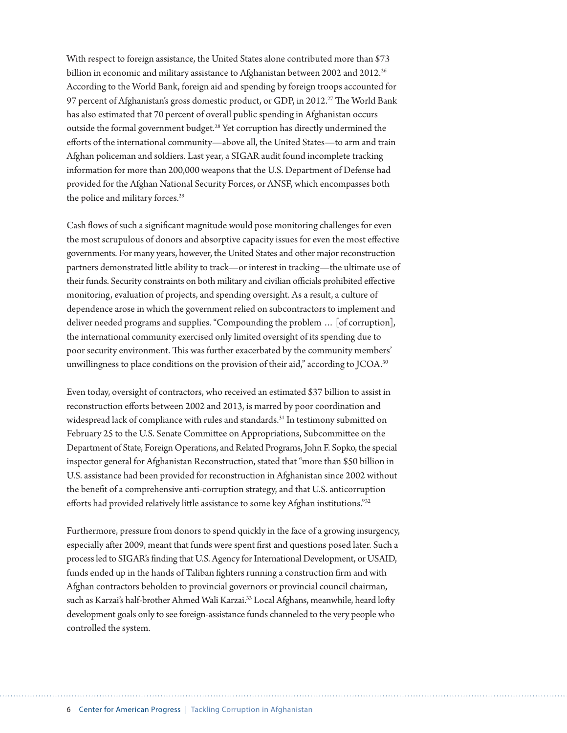With respect to foreign assistance, the United States alone contributed more than $73 billion in economic and military assistance to Afghanistan between 2002 and 2012.[26] According to the World Bank, foreign aid and spending by foreign troops accounted for 97 percent of Afghanistan's gross domestic product, or GDP, in 2012.[27] The World Bank has also estimated that 70 percent of overall public spending in Afghanistan occurs outside the formal government budget.[28] Yet corruption has directly undermined the efforts of the international community—above all, the United States—to arm and train Afghan policeman and soldiers. Last year, a SIGAR audit found incomplete tracking information for more than 200,000 weapons that the U.S. Department of Defense had provided for the Afghan National Security Forces, or ANSF, which encompasses both the police and military forces.[29]

Cash flows of such a significant magnitude would pose monitoring challenges for even the most scrupulous of donors and absorptive capacity issues for even the most effective governments. For many years, however, the United States and other major reconstruction partners demonstrated little ability to track—or interest in tracking—the ultimate use of their funds. Security constraints on both military and civilian officials prohibited effective monitoring, evaluation of projects, and spending oversight. As a result, a culture of dependence arose in which the government relied on subcontractors to implement and deliver needed programs and supplies. "Compounding the problem … [of corruption], the international community exercised only limited oversight of its spending due to poor security environment. This was further exacerbated by the community members' unwillingness to place conditions on the provision of their aid," according to JCOA.[30]

Even today, oversight of contractors, who received an estimated $37 billion to assist in reconstruction efforts between 2002 and 2013, is marred by poor coordination and widespread lack of compliance with rules and standards.[31] In testimony submitted on February 25 to the U.S. Senate Committee on Appropriations, Subcommittee on the Department of State, Foreign Operations, and Related Programs, John F. Sopko, the special inspector general for Afghanistan Reconstruction, stated that "more than $50 billion in U.S. assistance had been provided for reconstruction in Afghanistan since 2002 without the benefit of a comprehensive anti-corruption strategy, and that U.S. anticorruption efforts had provided relatively little assistance to some key Afghan institutions."[32]

Furthermore, pressure from donors to spend quickly in the face of a growing insurgency, especially after 2009, meant that funds were spent first and questions posed later. Such a process led to SIGAR's finding that U.S. Agency for International Development, or USAID, funds ended up in the hands of Taliban fighters running a construction firm and with Afghan contractors beholden to provincial governors or provincial council chairman, such as Karzai's half-brother Ahmed Wali Karzai.[33] Local Afghans, meanwhile, heard lofty development goals only to see foreign-assistance funds channeled to the very people who controlled the system.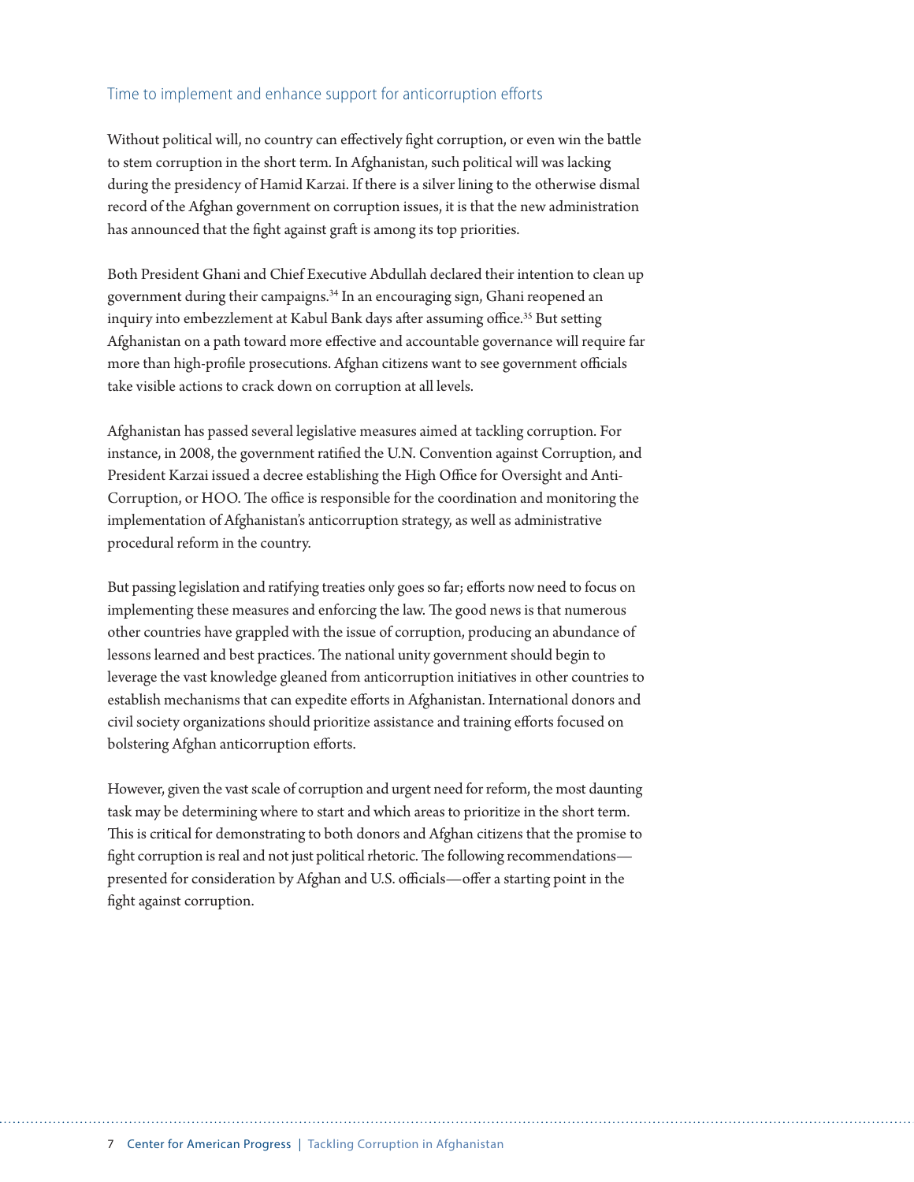## Time to implement and enhance support for anticorruption efforts

Without political will, no country can effectively fight corruption, or even win the battle to stem corruption in the short term. In Afghanistan, such political will was lacking during the presidency of Hamid Karzai. If there is a silver lining to the otherwise dismal record of the Afghan government on corruption issues, it is that the new administration has announced that the fight against graft is among its top priorities.

Both President Ghani and Chief Executive Abdullah declared their intention to clean up government during their campaigns.[34] In an encouraging sign, Ghani reopened an inquiry into embezzlement at Kabul Bank days after assuming office.[35] But setting Afghanistan on a path toward more effective and accountable governance will require far more than high-profile prosecutions. Afghan citizens want to see government officials take visible actions to crack down on corruption at all levels.

Afghanistan has passed several legislative measures aimed at tackling corruption. For instance, in 2008, the government ratified the U.N. Convention against Corruption, and President Karzai issued a decree establishing the High Office for Oversight and Anti-Corruption, or HOO. The office is responsible for the coordination and monitoring the implementation of Afghanistan's anticorruption strategy, as well as administrative procedural reform in the country.

But passing legislation and ratifying treaties only goes so far; efforts now need to focus on implementing these measures and enforcing the law. The good news is that numerous other countries have grappled with the issue of corruption, producing an abundance of lessons learned and best practices. The national unity government should begin to leverage the vast knowledge gleaned from anticorruption initiatives in other countries to establish mechanisms that can expedite efforts in Afghanistan. International donors and civil society organizations should prioritize assistance and training efforts focused on bolstering Afghan anticorruption efforts.

However, given the vast scale of corruption and urgent need for reform, the most daunting task may be determining where to start and which areas to prioritize in the short term. This is critical for demonstrating to both donors and Afghan citizens that the promise to fight corruption is real and not just political rhetoric. The following recommendations—presented for consideration by Afghan and U.S. officials—offer a starting point in the fight against corruption.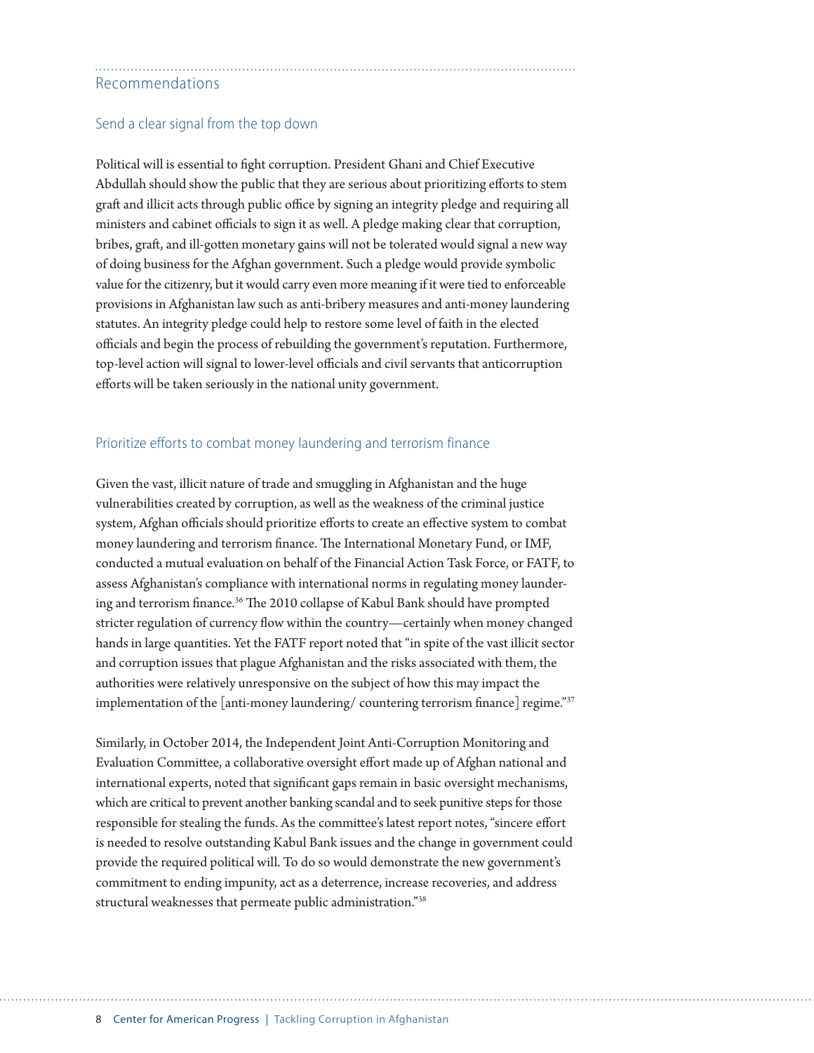## Recommendations

### Send a clear signal from the top down

Political will is essential to fight corruption. President Ghani and Chief Executive Abdullah should show the public that they are serious about prioritizing efforts to stem graft and illicit acts through public office by signing an integrity pledge and requiring all ministers and cabinet officials to sign it as well. A pledge making clear that corruption, bribes, graft, and ill-gotten monetary gains will not be tolerated would signal a new way of doing business for the Afghan government. Such a pledge would provide symbolic value for the citizenry, but it would carry even more meaning if it were tied to enforceable provisions in Afghanistan law such as anti-bribery measures and anti-money laundering statutes. An integrity pledge could help to restore some level of faith in the elected officials and begin the process of rebuilding the government's reputation. Furthermore, top-level action will signal to lower-level officials and civil servants that anticorruption efforts will be taken seriously in the national unity government.

### Prioritize efforts to combat money laundering and terrorism finance

Given the vast, illicit nature of trade and smuggling in Afghanistan and the huge vulnerabilities created by corruption, as well as the weakness of the criminal justice system, Afghan officials should prioritize efforts to create an effective system to combat money laundering and terrorism finance. The International Monetary Fund, or IMF, conducted a mutual evaluation on behalf of the Financial Action Task Force, or FATF, to assess Afghanistan's compliance with international norms in regulating money laundering and terrorism finance.[36] The 2010 collapse of Kabul Bank should have prompted stricter regulation of currency flow within the country—certainly when money changed hands in large quantities. Yet the FATF report noted that "in spite of the vast illicit sector and corruption issues that plague Afghanistan and the risks associated with them, the authorities were relatively unresponsive on the subject of how this may impact the implementation of the [anti-money laundering/ countering terrorism finance] regime."[37]

Similarly, in October 2014, the Independent Joint Anti-Corruption Monitoring and Evaluation Committee, a collaborative oversight effort made up of Afghan national and international experts, noted that significant gaps remain in basic oversight mechanisms, which are critical to prevent another banking scandal and to seek punitive steps for those responsible for stealing the funds. As the committee's latest report notes, "sincere effort is needed to resolve outstanding Kabul Bank issues and the change in government could provide the required political will. To do so would demonstrate the new government's commitment to ending impunity, act as a deterrence, increase recoveries, and address structural weaknesses that permeate public administration."[38]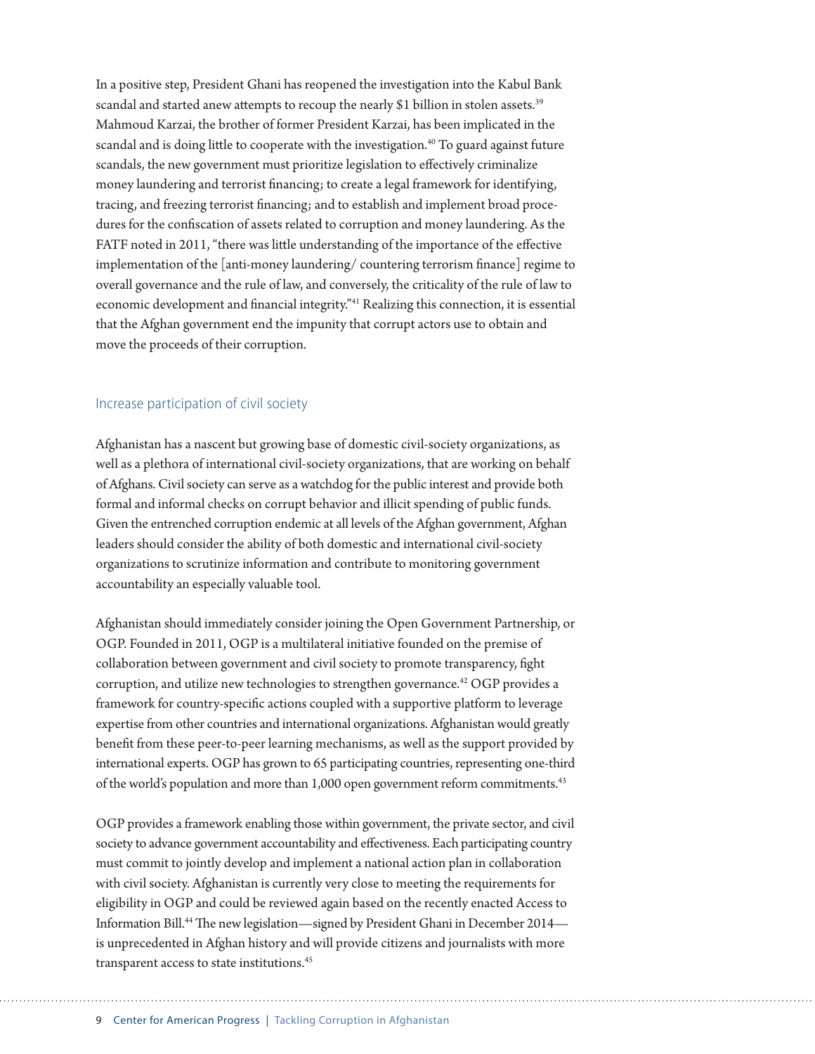In a positive step, President Ghani has reopened the investigation into the Kabul Bank scandal and started anew attempts to recoup the nearly $1 billion in stolen assets.[39] Mahmoud Karzai, the brother of former President Karzai, has been implicated in the scandal and is doing little to cooperate with the investigation.[40] To guard against future scandals, the new government must prioritize legislation to effectively criminalize money laundering and terrorist financing; to create a legal framework for identifying, tracing, and freezing terrorist financing; and to establish and implement broad procedures for the confiscation of assets related to corruption and money laundering. As the FATF noted in 2011, "there was little understanding of the importance of the effective implementation of the [anti-money laundering/ countering terrorism finance] regime to overall governance and the rule of law, and conversely, the criticality of the rule of law to economic development and financial integrity."[41] Realizing this connection, it is essential that the Afghan government end the impunity that corrupt actors use to obtain and move the proceeds of their corruption.

## Increase participation of civil society

Afghanistan has a nascent but growing base of domestic civil-society organizations, as well as a plethora of international civil-society organizations, that are working on behalf of Afghans. Civil society can serve as a watchdog for the public interest and provide both formal and informal checks on corrupt behavior and illicit spending of public funds. Given the entrenched corruption endemic at all levels of the Afghan government, Afghan leaders should consider the ability of both domestic and international civil-society organizations to scrutinize information and contribute to monitoring government accountability an especially valuable tool.

Afghanistan should immediately consider joining the Open Government Partnership, or OGP. Founded in 2011, OGP is a multilateral initiative founded on the premise of collaboration between government and civil society to promote transparency, fight corruption, and utilize new technologies to strengthen governance.[42] OGP provides a framework for country-specific actions coupled with a supportive platform to leverage expertise from other countries and international organizations. Afghanistan would greatly benefit from these peer-to-peer learning mechanisms, as well as the support provided by international experts. OGP has grown to 65 participating countries, representing one-third of the world's population and more than 1,000 open government reform commitments.[43]

OGP provides a framework enabling those within government, the private sector, and civil society to advance government accountability and effectiveness. Each participating country must commit to jointly develop and implement a national action plan in collaboration with civil society. Afghanistan is currently very close to meeting the requirements for eligibility in OGP and could be reviewed again based on the recently enacted Access to Information Bill.[44] The new legislation—signed by President Ghani in December 2014—is unprecedented in Afghan history and will provide citizens and journalists with more transparent access to state institutions.[45]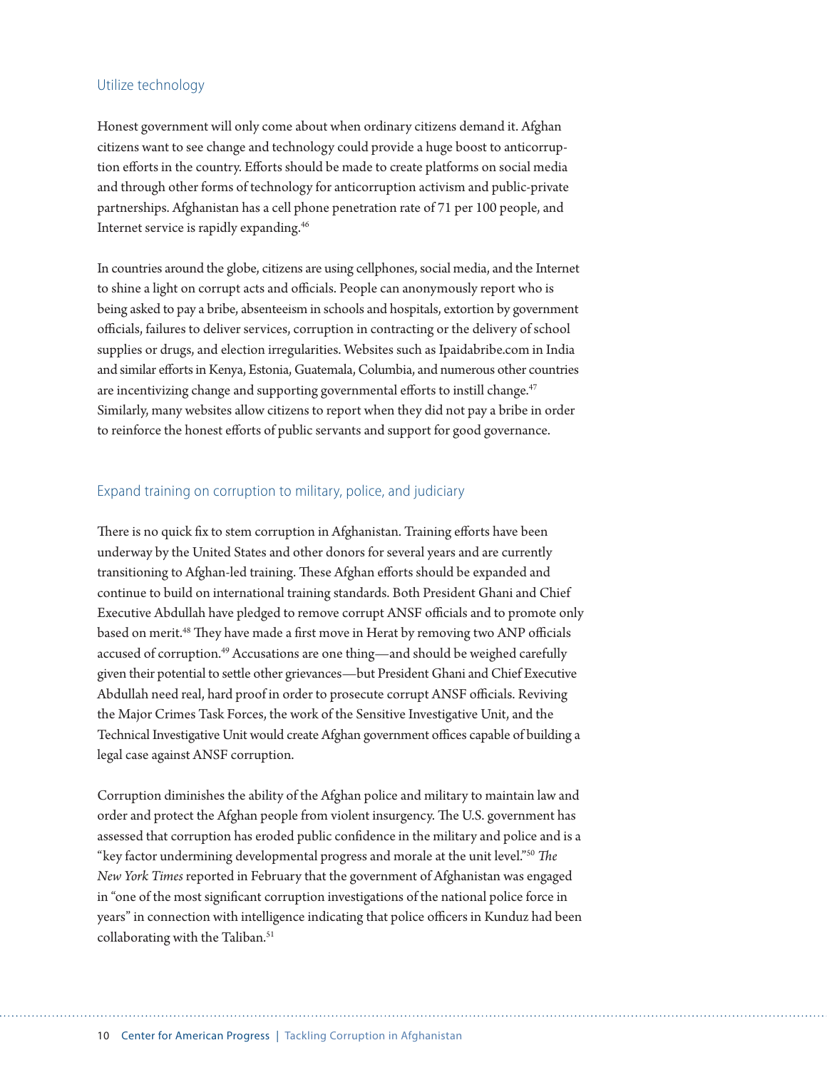## Utilize technology

Honest government will only come about when ordinary citizens demand it. Afghan citizens want to see change and technology could provide a huge boost to anticorruption efforts in the country. Efforts should be made to create platforms on social media and through other forms of technology for anticorruption activism and public-private partnerships. Afghanistan has a cell phone penetration rate of 71 per 100 people, and Internet service is rapidly expanding.[46]

In countries around the globe, citizens are using cellphones, social media, and the Internet to shine a light on corrupt acts and officials. People can anonymously report who is being asked to pay a bribe, absenteeism in schools and hospitals, extortion by government officials, failures to deliver services, corruption in contracting or the delivery of school supplies or drugs, and election irregularities. Websites such as Ipaidabribe.com in India and similar efforts in Kenya, Estonia, Guatemala, Columbia, and numerous other countries are incentivizing change and supporting governmental efforts to instill change.[47] Similarly, many websites allow citizens to report when they did not pay a bribe in order to reinforce the honest efforts of public servants and support for good governance.

## Expand training on corruption to military, police, and judiciary

There is no quick fix to stem corruption in Afghanistan. Training efforts have been underway by the United States and other donors for several years and are currently transitioning to Afghan-led training. These Afghan efforts should be expanded and continue to build on international training standards. Both President Ghani and Chief Executive Abdullah have pledged to remove corrupt ANSF officials and to promote only based on merit.[48] They have made a first move in Herat by removing two ANP officials accused of corruption.[49] Accusations are one thing—and should be weighed carefully given their potential to settle other grievances—but President Ghani and Chief Executive Abdullah need real, hard proof in order to prosecute corrupt ANSF officials. Reviving the Major Crimes Task Forces, the work of the Sensitive Investigative Unit, and the Technical Investigative Unit would create Afghan government offices capable of building a legal case against ANSF corruption.

Corruption diminishes the ability of the Afghan police and military to maintain law and order and protect the Afghan people from violent insurgency. The U.S. government has assessed that corruption has eroded public confidence in the military and police and is a "key factor undermining developmental progress and morale at the unit level."[50] *The New York Times* reported in February that the government of Afghanistan was engaged in "one of the most significant corruption investigations of the national police force in years" in connection with intelligence indicating that police officers in Kunduz had been collaborating with the Taliban.[51]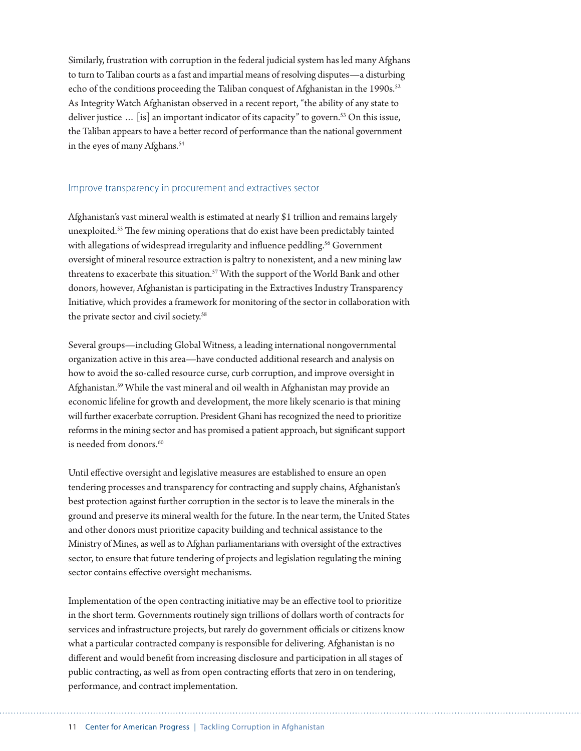Similarly, frustration with corruption in the federal judicial system has led many Afghans to turn to Taliban courts as a fast and impartial means of resolving disputes—a disturbing echo of the conditions proceeding the Taliban conquest of Afghanistan in the 1990s.[52] As Integrity Watch Afghanistan observed in a recent report, "the ability of any state to deliver justice … [is] an important indicator of its capacity" to govern.[53] On this issue, the Taliban appears to have a better record of performance than the national government in the eyes of many Afghans.[54]

### Improve transparency in procurement and extractives sector

Afghanistan's vast mineral wealth is estimated at nearly $1 trillion and remains largely unexploited.[55] The few mining operations that do exist have been predictably tainted with allegations of widespread irregularity and influence peddling.[56] Government oversight of mineral resource extraction is paltry to nonexistent, and a new mining law threatens to exacerbate this situation.[57] With the support of the World Bank and other donors, however, Afghanistan is participating in the Extractives Industry Transparency Initiative, which provides a framework for monitoring of the sector in collaboration with the private sector and civil society.[58]

Several groups—including Global Witness, a leading international nongovernmental organization active in this area—have conducted additional research and analysis on how to avoid the so-called resource curse, curb corruption, and improve oversight in Afghanistan.[59] While the vast mineral and oil wealth in Afghanistan may provide an economic lifeline for growth and development, the more likely scenario is that mining will further exacerbate corruption. President Ghani has recognized the need to prioritize reforms in the mining sector and has promised a patient approach, but significant support is needed from donors.[60]

Until effective oversight and legislative measures are established to ensure an open tendering processes and transparency for contracting and supply chains, Afghanistan's best protection against further corruption in the sector is to leave the minerals in the ground and preserve its mineral wealth for the future. In the near term, the United States and other donors must prioritize capacity building and technical assistance to the Ministry of Mines, as well as to Afghan parliamentarians with oversight of the extractives sector, to ensure that future tendering of projects and legislation regulating the mining sector contains effective oversight mechanisms.

Implementation of the open contracting initiative may be an effective tool to prioritize in the short term. Governments routinely sign trillions of dollars worth of contracts for services and infrastructure projects, but rarely do government officials or citizens know what a particular contracted company is responsible for delivering. Afghanistan is no different and would benefit from increasing disclosure and participation in all stages of public contracting, as well as from open contracting efforts that zero in on tendering, performance, and contract implementation.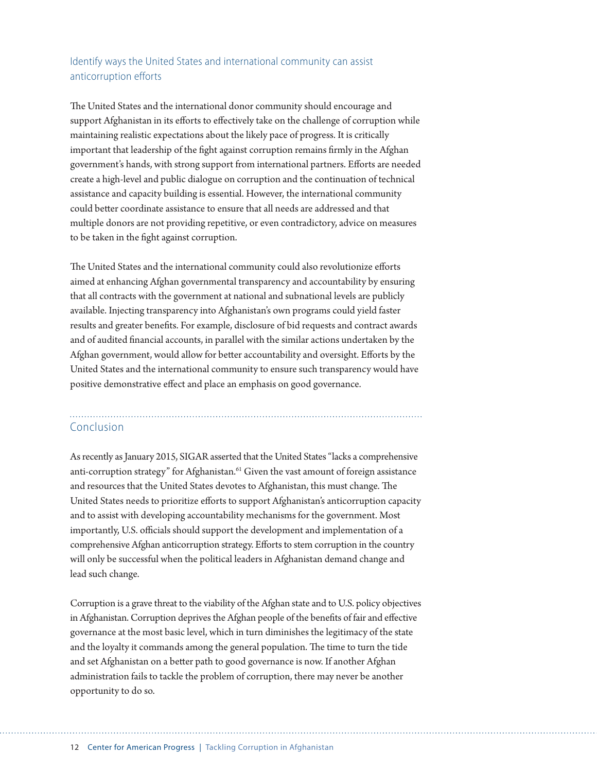### Identify ways the United States and international community can assist anticorruption efforts

The United States and the international donor community should encourage and support Afghanistan in its efforts to effectively take on the challenge of corruption while maintaining realistic expectations about the likely pace of progress. It is critically important that leadership of the fight against corruption remains firmly in the Afghan government's hands, with strong support from international partners. Efforts are needed create a high-level and public dialogue on corruption and the continuation of technical assistance and capacity building is essential. However, the international community could better coordinate assistance to ensure that all needs are addressed and that multiple donors are not providing repetitive, or even contradictory, advice on measures to be taken in the fight against corruption.

The United States and the international community could also revolutionize efforts aimed at enhancing Afghan governmental transparency and accountability by ensuring that all contracts with the government at national and subnational levels are publicly available. Injecting transparency into Afghanistan's own programs could yield faster results and greater benefits. For example, disclosure of bid requests and contract awards and of audited financial accounts, in parallel with the similar actions undertaken by the Afghan government, would allow for better accountability and oversight. Efforts by the United States and the international community to ensure such transparency would have positive demonstrative effect and place an emphasis on good governance.

## Conclusion

As recently as January 2015, SIGAR asserted that the United States "lacks a comprehensive anti-corruption strategy" for Afghanistan.[61] Given the vast amount of foreign assistance and resources that the United States devotes to Afghanistan, this must change. The United States needs to prioritize efforts to support Afghanistan's anticorruption capacity and to assist with developing accountability mechanisms for the government. Most importantly, U.S. officials should support the development and implementation of a comprehensive Afghan anticorruption strategy. Efforts to stem corruption in the country will only be successful when the political leaders in Afghanistan demand change and lead such change.

Corruption is a grave threat to the viability of the Afghan state and to U.S. policy objectives in Afghanistan. Corruption deprives the Afghan people of the benefits of fair and effective governance at the most basic level, which in turn diminishes the legitimacy of the state and the loyalty it commands among the general population. The time to turn the tide and set Afghanistan on a better path to good governance is now. If another Afghan administration fails to tackle the problem of corruption, there may never be another opportunity to do so.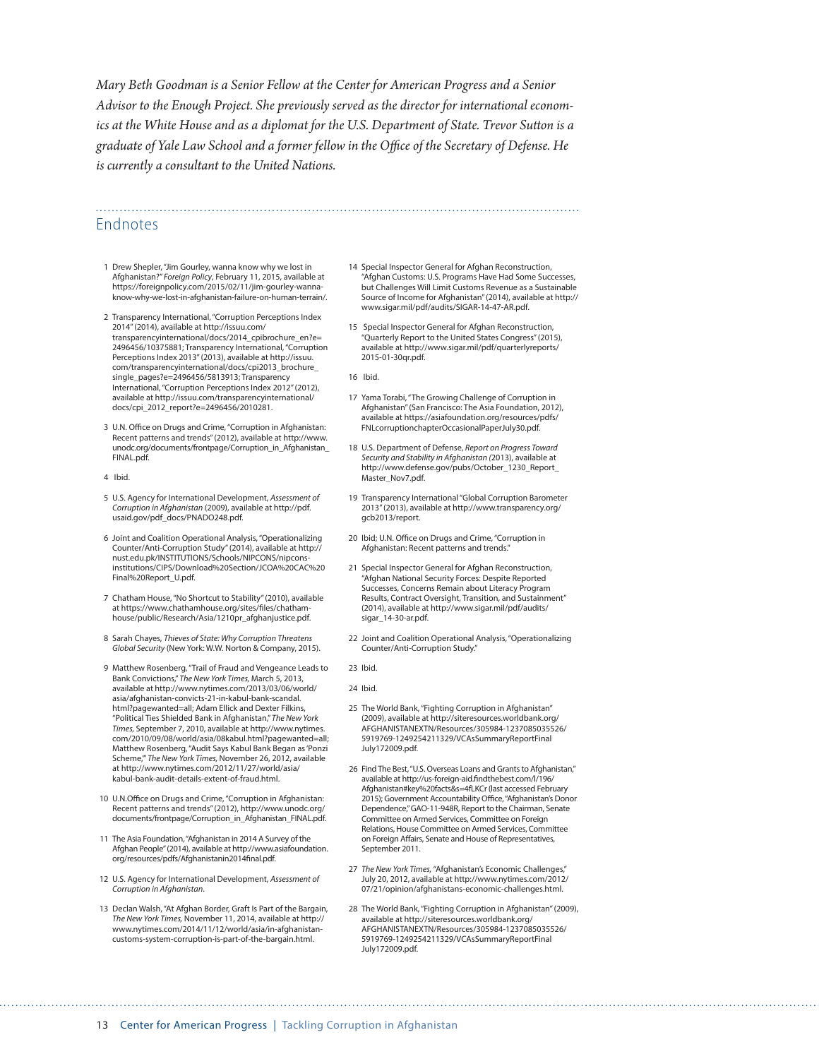*Mary Beth Goodman is a Senior Fellow at the Center for American Progress and a Senior Advisor to the Enough Project. She previously served as the director for international economics at the White House and as a diplomat for the U.S. Department of State. Trevor Sutton is a graduate of Yale Law School and a former fellow in the Office of the Secretary of Defense. He is currently a consultant to the United Nations.*

## Endnotes

1 Drew Shepler, "Jim Gourley, wanna know why we lost in Afghanistan?" *Foreign Policy*, February 11, 2015, available at https://foreignpolicy.com/2015/02/11/jim-gourley-wanna-know-why-we-lost-in-afghanistan-failure-on-human-terrain/.

2 Transparency International, "Corruption Perceptions Index 2014" (2014), available at http://issuu.com/transparencyinternational/docs/2014_cpibrochure_en?e=2496456/10375881; Transparency International, "Corruption Perceptions Index 2013" (2013), available at http://issuu.com/transparencyinternational/docs/cpi2013_brochure_single_pages?e=2496456/5813913; Transparency International, "Corruption Perceptions Index 2012" (2012), available at http://issuu.com/transparencyinternational/docs/cpi_2012_report?e=2496456/2010281.

3 U.N. Office on Drugs and Crime, "Corruption in Afghanistan: Recent patterns and trends" (2012), available at http://www.unodc.org/documents/frontpage/Corruption_in_Afghanistan_FINAL.pdf.

4 Ibid.

5 U.S. Agency for International Development, *Assessment of Corruption in Afghanistan* (2009), available at http://pdf.usaid.gov/pdf_docs/PNADO248.pdf.

6 Joint and Coalition Operational Analysis, "Operationalizing Counter/Anti-Corruption Study" (2014), available at http://nust.edu.pk/INSTITUTIONS/Schools/NIPCONS/nipcons-institutions/CIPS/Download%20Section/JCOA%20CAC%20Final%20Report_U.pdf.

7 Chatham House, "No Shortcut to Stability" (2010), available at https://www.chathamhouse.org/sites/files/chathamhouse/public/Research/Asia/1210pr_afghanjustice.pdf.

8 Sarah Chayes, *Thieves of State: Why Corruption Threatens Global Security* (New York: W.W. Norton & Company, 2015).

9 Matthew Rosenberg, "Trail of Fraud and Vengeance Leads to Bank Convictions," *The New York Times*, March 5, 2013, available at http://www.nytimes.com/2013/03/06/world/asia/afghanistan-convicts-21-in-kabul-bank-scandal.html?pagewanted=all; Adam Ellick and Dexter Filkins, "Political Ties Shielded Bank in Afghanistan," *The New York Times*, September 7, 2010, available at http://www.nytimes.com/2010/09/08/world/asia/08kabul.html?pagewanted=all; Matthew Rosenberg, "Audit Says Kabul Bank Began as 'Ponzi Scheme,'" *The New York Times*, November 26, 2012, available at http://www.nytimes.com/2012/11/27/world/asia/kabul-bank-audit-details-extent-of-fraud.html.

10 U.N.Office on Drugs and Crime, "Corruption in Afghanistan: Recent patterns and trends" (2012), http://www.unodc.org/documents/frontpage/Corruption_in_Afghanistan_FINAL.pdf.

11 The Asia Foundation, "Afghanistan in 2014 A Survey of the Afghan People" (2014), available at http://www.asiafoundation.org/resources/pdfs/Afghanistanin2014final.pdf.

12 U.S. Agency for International Development, *Assessment of Corruption in Afghanistan*.

13 Declan Walsh, "At Afghan Border, Graft Is Part of the Bargain," *The New York Times*, November 11, 2014, available at http://www.nytimes.com/2014/11/12/world/asia/in-afghanistan-customs-system-corruption-is-part-of-the-bargain.html.

14 Special Inspector General for Afghan Reconstruction, "Afghan Customs: U.S. Programs Have Had Some Successes, but Challenges Will Limit Customs Revenue as a Sustainable Source of Income for Afghanistan" (2014), available at http://www.sigar.mil/pdf/audits/SIGAR-14-47-AR.pdf.

15 Special Inspector General for Afghan Reconstruction, "Quarterly Report to the United States Congress" (2015), available at http://www.sigar.mil/pdf/quarterlyreports/2015-01-30qr.pdf.

16 Ibid.

17 Yama Torabi, "The Growing Challenge of Corruption in Afghanistan" (San Francisco: The Asia Foundation, 2012), available at https://asiafoundation.org/resources/pdfs/FNLcorruptionchapterOccasionalPaperJuly30.pdf.

18 U.S. Department of Defense, *Report on Progress Toward Security and Stability in Afghanistan* (2013), available at http://www.defense.gov/pubs/October_1230_Report_Master_Nov7.pdf.

19 Transparency International "Global Corruption Barometer 2013" (2013), available at http://www.transparency.org/gcb2013/report.

20 Ibid; U.N. Office on Drugs and Crime, "Corruption in Afghanistan: Recent patterns and trends."

21 Special Inspector General for Afghan Reconstruction, "Afghan National Security Forces: Despite Reported Successes, Concerns Remain about Literacy Program Results, Contract Oversight, Transition, and Sustainment" (2014), available at http://www.sigar.mil/pdf/audits/sigar_14-30-ar.pdf.

22 Joint and Coalition Operational Analysis, "Operationalizing Counter/Anti-Corruption Study."

23 Ibid.

24 Ibid.

25 The World Bank, "Fighting Corruption in Afghanistan" (2009), available at http://siteresources.worldbank.org/AFGHANISTANEXTN/Resources/305984-1237085035526/5919769-1249254211329/VCAsSummaryReportFinalJuly172009.pdf.

26 Find The Best, "U.S. Overseas Loans and Grants to Afghanistan," available at http://us-foreign-aid.findthebest.com/l/196/Afghanistan#key%20facts&s=4fLKCr (last accessed February 2015); Government Accountability Office, "Afghanistan's Donor Dependence," GAO-11-948R, Report to the Chairman, Senate Committee on Armed Services, Committee on Foreign Relations, House Committee on Armed Services, Committee on Foreign Affairs, Senate and House of Representatives, September 2011.

27 *The New York Times*, "Afghanistan's Economic Challenges," July 20, 2012, available at http://www.nytimes.com/2012/07/21/opinion/afghanistans-economic-challenges.html.

28 The World Bank, "Fighting Corruption in Afghanistan" (2009), available at http://siteresources.worldbank.org/AFGHANISTANEXTN/Resources/305984-1237085035526/5919769-1249254211329/VCAsSummaryReportFinalJuly172009.pdf.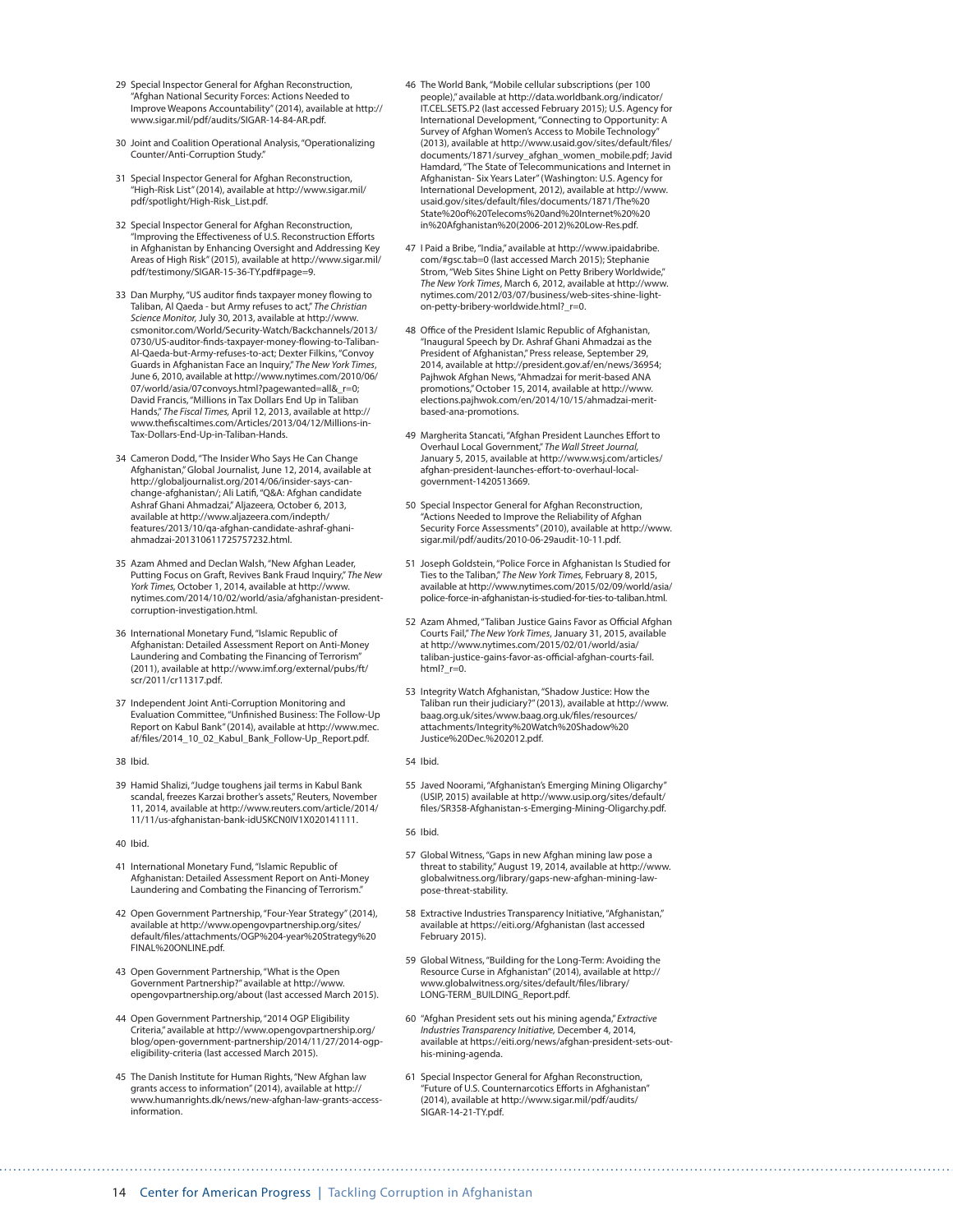29 Special Inspector General for Afghan Reconstruction, "Afghan National Security Forces: Actions Needed to Improve Weapons Accountability" (2014), available at http://www.sigar.mil/pdf/audits/SIGAR-14-84-AR.pdf.

30 Joint and Coalition Operational Analysis, "Operationalizing Counter/Anti-Corruption Study."

31 Special Inspector General for Afghan Reconstruction, "High-Risk List" (2014), available at http://www.sigar.mil/pdf/spotlight/High-Risk_List.pdf.

32 Special Inspector General for Afghan Reconstruction, "Improving the Effectiveness of U.S. Reconstruction Efforts in Afghanistan by Enhancing Oversight and Addressing Key Areas of High Risk" (2015), available at http://www.sigar.mil/pdf/testimony/SIGAR-15-36-TY.pdf#page=9.

33 Dan Murphy, "US auditor finds taxpayer money flowing to Taliban, Al Qaeda - but Army refuses to act," *The Christian Science Monitor,* July 30, 2013, available at http://www.csmonitor.com/World/Security-Watch/Backchannels/2013/0730/US-auditor-finds-taxpayer-money-flowing-to-Taliban-Al-Qaeda-but-Army-refuses-to-act; Dexter Filkins, "Convoy Guards in Afghanistan Face an Inquiry," *The New York Times*, June 6, 2010, available at http://www.nytimes.com/2010/06/07/world/asia/07convoys.html?pagewanted=all&_r=0; David Francis, "Millions in Tax Dollars End Up in Taliban Hands," *The Fiscal Times,* April 12, 2013, available at http://www.thefiscaltimes.com/Articles/2013/04/12/Millions-in-Tax-Dollars-End-Up-in-Taliban-Hands.

34 Cameron Dodd, "The Insider Who Says He Can Change Afghanistan," Global Journalist, June 12, 2014, available at http://globaljournalist.org/2014/06/insider-says-can-change-afghanistan/; Ali Latifi, "Q&A: Afghan candidate Ashraf Ghani Ahmadzai," Aljazeera, October 6, 2013, available at http://www.aljazeera.com/indepth/features/2013/10/qa-afghan-candidate-ashraf-ghani-ahmadzai-201310611725757232.html.

35 Azam Ahmed and Declan Walsh, "New Afghan Leader, Putting Focus on Graft, Revives Bank Fraud Inquiry," *The New York Times,* October 1, 2014, available at http://www.nytimes.com/2014/10/02/world/asia/afghanistan-president-corruption-investigation.html.

36 International Monetary Fund, "Islamic Republic of Afghanistan: Detailed Assessment Report on Anti-Money Laundering and Combating the Financing of Terrorism" (2011), available at http://www.imf.org/external/pubs/ft/scr/2011/cr11317.pdf.

37 Independent Joint Anti-Corruption Monitoring and Evaluation Committee, "Unfinished Business: The Follow-Up Report on Kabul Bank" (2014), available at http://www.mec.af/files/2014_10_02_Kabul_Bank_Follow-Up_Report.pdf.

38 Ibid.

39 Hamid Shalizi, "Judge toughens jail terms in Kabul Bank scandal, freezes Karzai brother's assets," Reuters, November 11, 2014, available at http://www.reuters.com/article/2014/11/11/us-afghanistan-bank-idUSKCN0IV1X020141111.

40 Ibid.

41 International Monetary Fund, "Islamic Republic of Afghanistan: Detailed Assessment Report on Anti-Money Laundering and Combating the Financing of Terrorism."

42 Open Government Partnership, "Four-Year Strategy" (2014), available at http://www.opengovpartnership.org/sites/default/files/attachments/OGP%204-year%20Strategy%20FINAL%20ONLINE.pdf.

43 Open Government Partnership, "What is the Open Government Partnership?" available at http://www.opengovpartnership.org/about (last accessed March 2015).

44 Open Government Partnership, "2014 OGP Eligibility Criteria," available at http://www.opengovpartnership.org/blog/open-government-partnership/2014/11/27/2014-ogp-eligibility-criteria (last accessed March 2015).

45 The Danish Institute for Human Rights, "New Afghan law grants access to information" (2014), available at http://www.humanrights.dk/news/new-afghan-law-grants-access-information.

46 The World Bank, "Mobile cellular subscriptions (per 100 people)," available at http://data.worldbank.org/indicator/IT.CEL.SETS.P2 (last accessed February 2015); U.S. Agency for International Development, "Connecting to Opportunity: A Survey of Afghan Women's Access to Mobile Technology" (2013), available at http://www.usaid.gov/sites/default/files/documents/1871/survey_afghan_women_mobile.pdf; Javid Hamdard, "The State of Telecommunications and Internet in Afghanistan- Six Years Later" (Washington: U.S. Agency for International Development, 2012), available at http://www.usaid.gov/sites/default/files/documents/1871/The%20State%20of%20Telecoms%20and%20Internet%20%20in%20Afghanistan%20(2006-2012)%20Low-Res.pdf.

47 I Paid a Bribe, "India," available at http://www.ipaidabribe.com/#gsc.tab=0 (last accessed March 2015); Stephanie Strom, "Web Sites Shine Light on Petty Bribery Worldwide," *The New York Times*, March 6, 2012, available at http://www.nytimes.com/2012/03/07/business/web-sites-shine-light-on-petty-bribery-worldwide.html?_r=0.

48 Office of the President Islamic Republic of Afghanistan, "Inaugural Speech by Dr. Ashraf Ghani Ahmadzai as the President of Afghanistan," Press release, September 29, 2014, available at http://president.gov.af/en/news/36954; Pajhwok Afghan News, "Ahmadzai for merit-based ANA promotions," October 15, 2014, available at http://www.elections.pajhwok.com/en/2014/10/15/ahmadzai-merit-based-ana-promotions.

49 Margherita Stancati, "Afghan President Launches Effort to Overhaul Local Government," *The Wall Street Journal,* January 5, 2015, available at http://www.wsj.com/articles/afghan-president-launches-effort-to-overhaul-local-government-1420513669.

50 Special Inspector General for Afghan Reconstruction, "Actions Needed to Improve the Reliability of Afghan Security Force Assessments" (2010), available at http://www.sigar.mil/pdf/audits/2010-06-29audit-10-11.pdf.

51 Joseph Goldstein, "Police Force in Afghanistan Is Studied for Ties to the Taliban," *The New York Times,* February 8, 2015, available at http://www.nytimes.com/2015/02/09/world/asia/police-force-in-afghanistan-is-studied-for-ties-to-taliban.html.

52 Azam Ahmed, "Taliban Justice Gains Favor as Official Afghan Courts Fail," *The New York Times*, January 31, 2015, available at http://www.nytimes.com/2015/02/01/world/asia/taliban-justice-gains-favor-as-official-afghan-courts-fail.html?_r=0.

53 Integrity Watch Afghanistan, "Shadow Justice: How the Taliban run their judiciary?" (2013), available at http://www.baag.org.uk/sites/www.baag.org.uk/files/resources/attachments/Integrity%20Watch%20Shadow%20Justice%20Dec.%202012.pdf.

54 Ibid.

55 Javed Noorami, "Afghanistan's Emerging Mining Oligarchy" (USIP, 2015) available at http://www.usip.org/sites/default/files/SR358-Afghanistan-s-Emerging-Mining-Oligarchy.pdf.

56 Ibid.

57 Global Witness, "Gaps in new Afghan mining law pose a threat to stability," August 19, 2014, available at http://www.globalwitness.org/library/gaps-new-afghan-mining-law-pose-threat-stability.

58 Extractive Industries Transparency Initiative, "Afghanistan," available at https://eiti.org/Afghanistan (last accessed February 2015).

59 Global Witness, "Building for the Long-Term: Avoiding the Resource Curse in Afghanistan" (2014), available at http://www.globalwitness.org/sites/default/files/library/LONG-TERM_BUILDING_Report.pdf.

60 "Afghan President sets out his mining agenda," *Extractive Industries Transparency Initiative,* December 4, 2014, available at https://eiti.org/news/afghan-president-sets-out-his-mining-agenda.

61 Special Inspector General for Afghan Reconstruction, "Future of U.S. Counternarcotics Efforts in Afghanistan" (2014), available at http://www.sigar.mil/pdf/audits/SIGAR-14-21-TY.pdf.